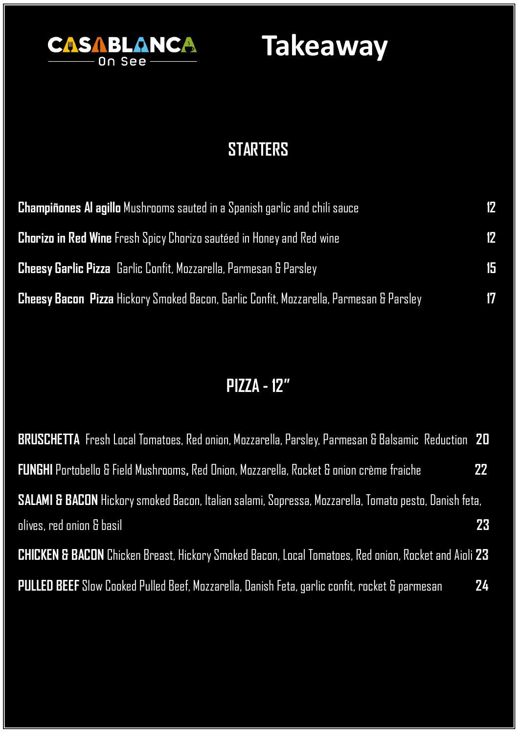**CASABLANCA**
On See

# Takeaway

## STARTERS

**Champiñones Al agillo** Mushrooms sauted in a Spanish garlic and chili sauce 12

**Chorizo in Red Wine** Fresh Spicy Chorizo sautéed in Honey and Red wine 12

**Cheesy Garlic Pizza** Garlic Confit, Mozzarella, Parmesan & Parsley 15

**Cheesy Bacon Pizza** Hickory Smoked Bacon, Garlic Confit, Mozzarella, Parmesan & Parsley 17

## PIZZA - 12"

**BRUSCHETTA** Fresh Local Tomatoes, Red onion, Mozzarella, Parsley, Parmesan & Balsamic Reduction **20**

**FUNGHI** Portobello & Field Mushrooms, Red Onion, Mozzarella, Rocket & onion crème fraiche **22**

**SALAMI & BACON** Hickory smoked Bacon, Italian salami, Sopressa, Mozzarella, Tomato pesto, Danish feta, olives, red onion & basil **23**

**CHICKEN & BACON** Chicken Breast, Hickory Smoked Bacon, Local Tomatoes, Red onion, Rocket and Aioli **23**

**PULLED BEEF** Slow Cooked Pulled Beef, Mozzarella, Danish Feta, garlic confit, rocket & parmesan **24**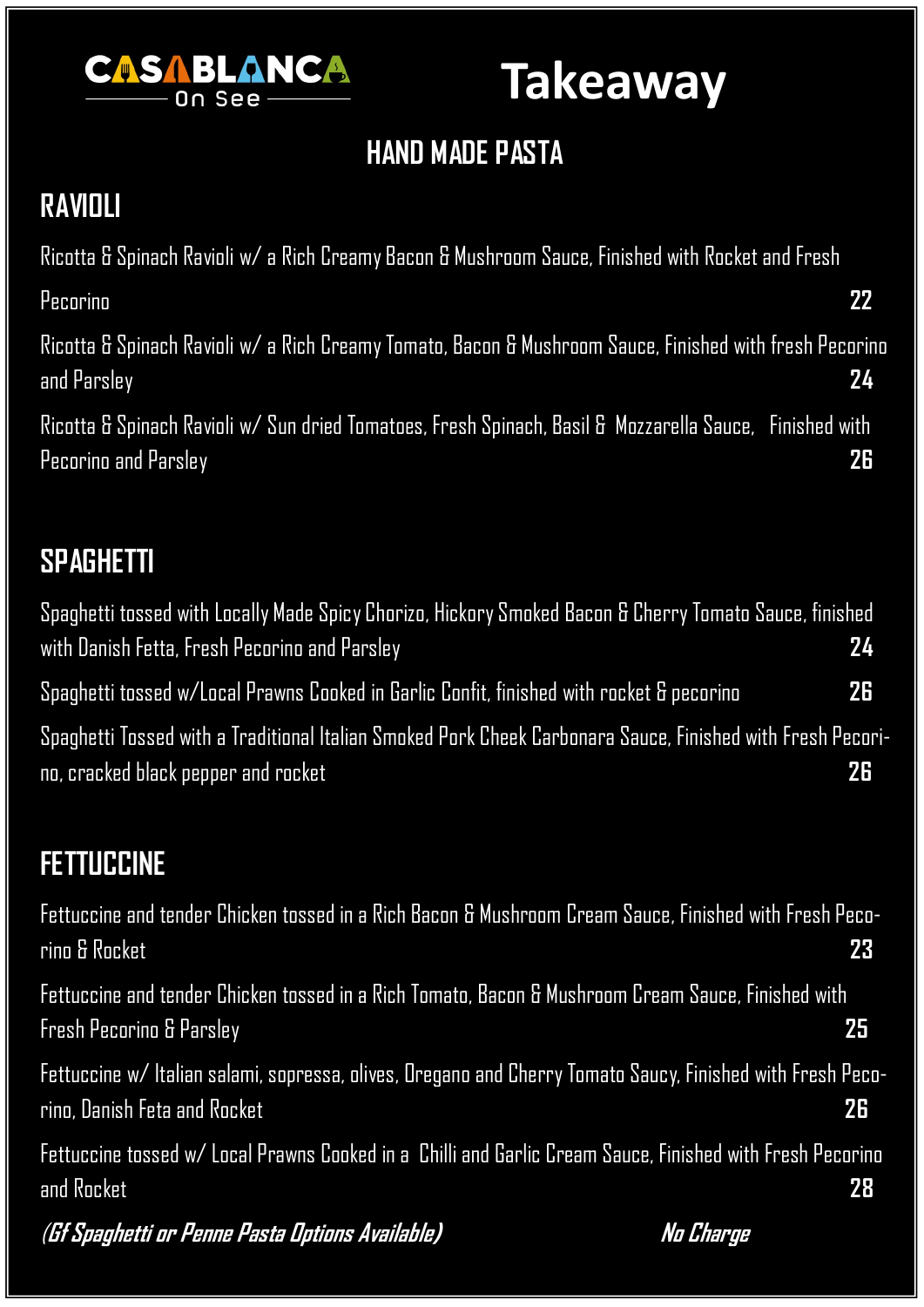CASABLANCA On See

# Takeaway

## HAND MADE PASTA

### RAVIOLI

Ricotta & Spinach Ravioli w/ a Rich Creamy Bacon & Mushroom Sauce, Finished with Rocket and Fresh Pecorino **22**

Ricotta & Spinach Ravioli w/ a Rich Creamy Tomato, Bacon & Mushroom Sauce, Finished with fresh Pecorino and Parsley **24**

Ricotta & Spinach Ravioli w/ Sun dried Tomatoes, Fresh Spinach, Basil & Mozzarella Sauce, Finished with Pecorino and Parsley **26**

### SPAGHETTI

Spaghetti tossed with Locally Made Spicy Chorizo, Hickory Smoked Bacon & Cherry Tomato Sauce, finished with Danish Fetta, Fresh Pecorino and Parsley **24**

Spaghetti tossed w/Local Prawns Cooked in Garlic Confit, finished with rocket & pecorino **26**

Spaghetti Tossed with a Traditional Italian Smoked Pork Cheek Carbonara Sauce, Finished with Fresh Pecorino, cracked black pepper and rocket **26**

### FETTUCCINE

Fettuccine and tender Chicken tossed in a Rich Bacon & Mushroom Cream Sauce, Finished with Fresh Pecorino & Rocket **23**

Fettuccine and tender Chicken tossed in a Rich Tomato, Bacon & Mushroom Cream Sauce, Finished with Fresh Pecorino & Parsley **25**

Fettuccine w/ Italian salami, sopressa, olives, Oregano and Cherry Tomato Saucy, Finished with Fresh Pecorino, Danish Feta and Rocket **26**

Fettuccine tossed w/ Local Prawns Cooked in a Chilli and Garlic Cream Sauce, Finished with Fresh Pecorino and Rocket **28**

***(Gf Spaghetti or Penne Pasta Options Available)*** ***No Charge***